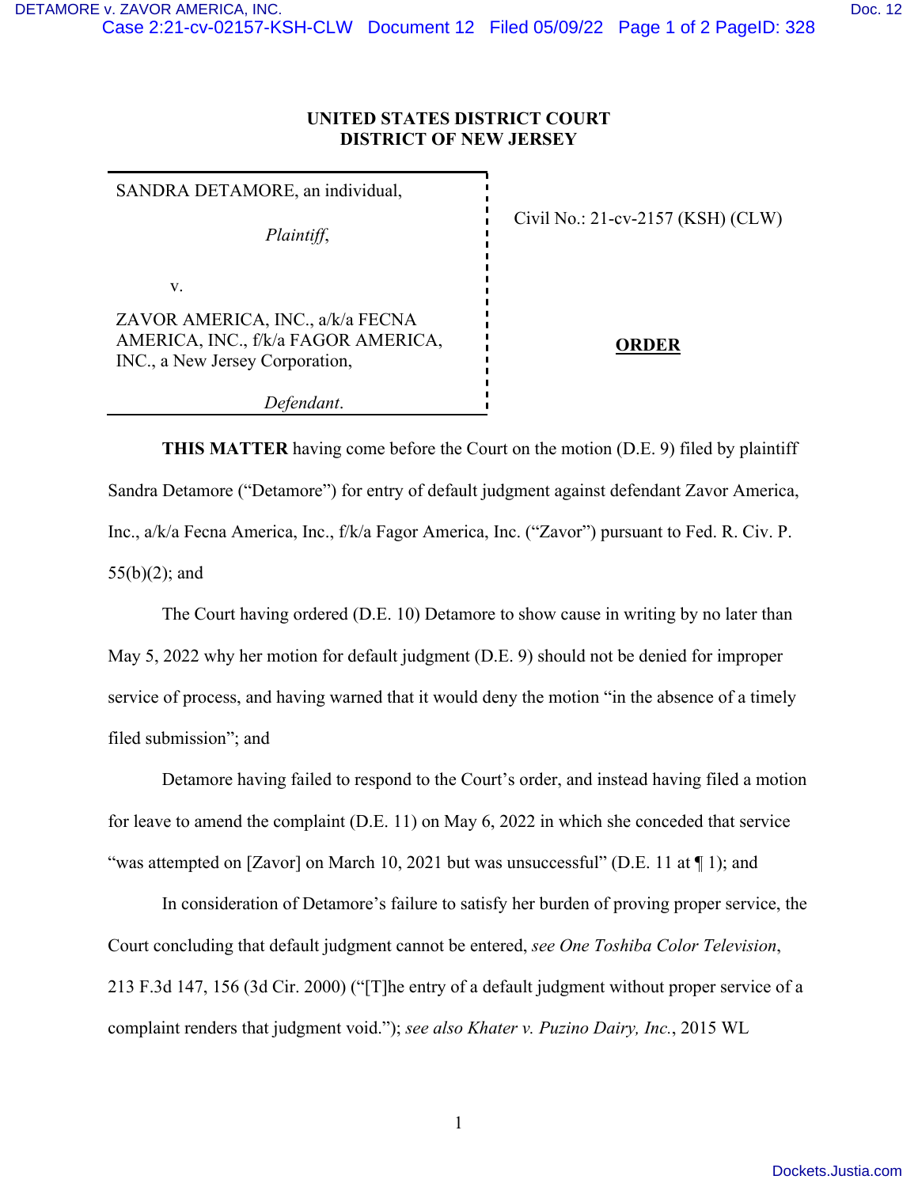**UNITED STATES DISTRICT COURT**
**DISTRICT OF NEW JERSEY**

SANDRA DETAMORE, an individual,

*Plaintiff*,

v.

ZAVOR AMERICA, INC., a/k/a FECNA AMERICA, INC., f/k/a FAGOR AMERICA, INC., a New Jersey Corporation,

*Defendant*.

Civil No.: 21-cv-2157 (KSH) (CLW)

**ORDER**

**THIS MATTER** having come before the Court on the motion (D.E. 9) filed by plaintiff Sandra Detamore ("Detamore") for entry of default judgment against defendant Zavor America, Inc., a/k/a Fecna America, Inc., f/k/a Fagor America, Inc. ("Zavor") pursuant to Fed. R. Civ. P. 55(b)(2); and

The Court having ordered (D.E. 10) Detamore to show cause in writing by no later than May 5, 2022 why her motion for default judgment (D.E. 9) should not be denied for improper service of process, and having warned that it would deny the motion "in the absence of a timely filed submission"; and

Detamore having failed to respond to the Court's order, and instead having filed a motion for leave to amend the complaint (D.E. 11) on May 6, 2022 in which she conceded that service "was attempted on [Zavor] on March 10, 2021 but was unsuccessful" (D.E. 11 at ¶ 1); and

In consideration of Detamore's failure to satisfy her burden of proving proper service, the Court concluding that default judgment cannot be entered, *see One Toshiba Color Television*, 213 F.3d 147, 156 (3d Cir. 2000) ("[T]he entry of a default judgment without proper service of a complaint renders that judgment void."); *see also Khater v. Puzino Dairy, Inc.*, 2015 WL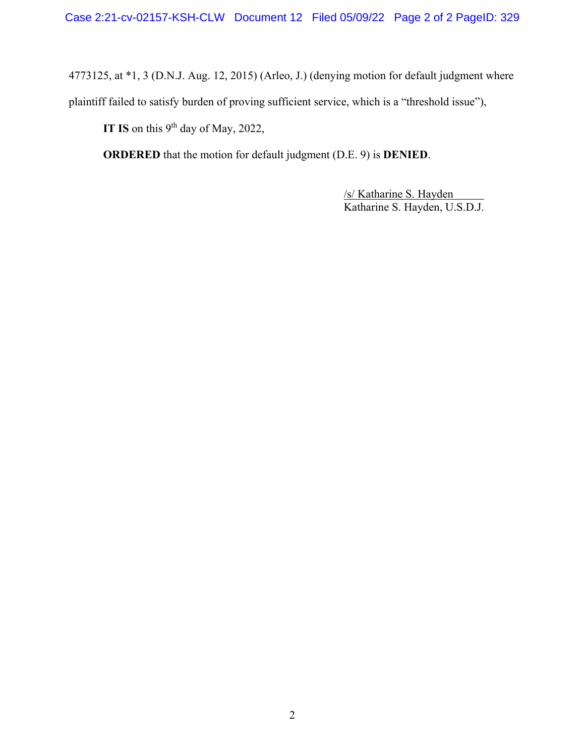4773125, at *1, 3 (D.N.J. Aug. 12, 2015) (Arleo, J.) (denying motion for default judgment where plaintiff failed to satisfy burden of proving sufficient service, which is a "threshold issue"),

**IT IS** on this 9th day of May, 2022,

**ORDERED** that the motion for default judgment (D.E. 9) is **DENIED**.

/s/ Katharine S. Hayden
Katharine S. Hayden, U.S.D.J.